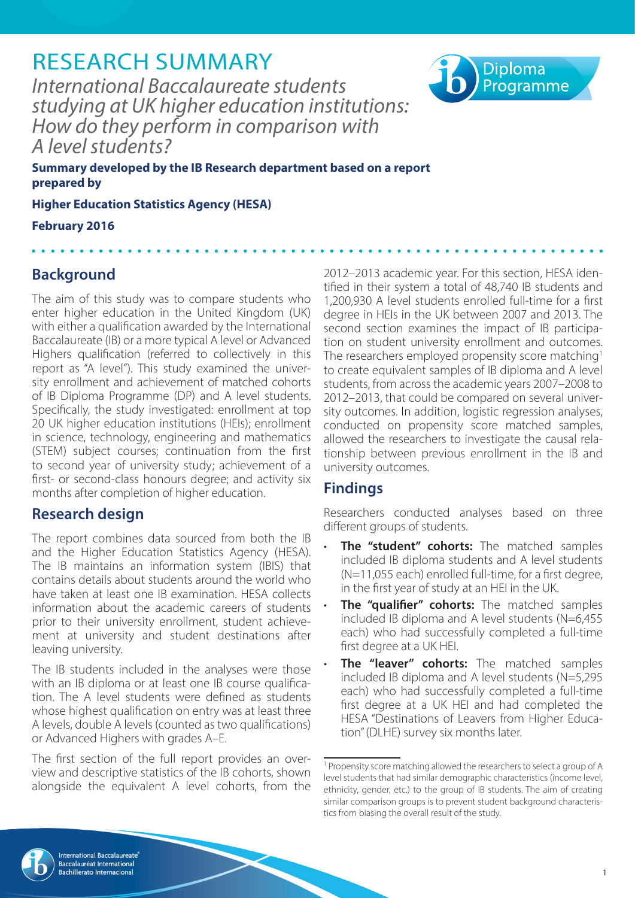# RESEARCH SUMMARY

*International Baccalaureate students studying at UK higher education institutions: How do they perform in comparison with A level students?*

**Summary developed by the IB Research department based on a report prepared by**

**Higher Education Statistics Agency (HESA)**

**February 2016**

## Background

The aim of this study was to compare students who enter higher education in the United Kingdom (UK) with either a qualification awarded by the International Baccalaureate (IB) or a more typical A level or Advanced Highers qualification (referred to collectively in this report as "A level"). This study examined the university enrollment and achievement of matched cohorts of IB Diploma Programme (DP) and A level students. Specifically, the study investigated: enrollment at top 20 UK higher education institutions (HEIs); enrollment in science, technology, engineering and mathematics (STEM) subject courses; continuation from the first to second year of university study; achievement of a first- or second-class honours degree; and activity six months after completion of higher education.

## Research design

The report combines data sourced from both the IB and the Higher Education Statistics Agency (HESA). The IB maintains an information system (IBIS) that contains details about students around the world who have taken at least one IB examination. HESA collects information about the academic careers of students prior to their university enrollment, student achievement at university and student destinations after leaving university.

The IB students included in the analyses were those with an IB diploma or at least one IB course qualification. The A level students were defined as students whose highest qualification on entry was at least three A levels, double A levels (counted as two qualifications) or Advanced Highers with grades A–E.

The first section of the full report provides an overview and descriptive statistics of the IB cohorts, shown alongside the equivalent A level cohorts, from the 2012–2013 academic year. For this section, HESA identified in their system a total of 48,740 IB students and 1,200,930 A level students enrolled full-time for a first degree in HEIs in the UK between 2007 and 2013. The second section examines the impact of IB participation on student university enrollment and outcomes. The researchers employed propensity score matching[1] to create equivalent samples of IB diploma and A level students, from across the academic years 2007–2008 to 2012–2013, that could be compared on several university outcomes. In addition, logistic regression analyses, conducted on propensity score matched samples, allowed the researchers to investigate the causal relationship between previous enrollment in the IB and university outcomes.

## Findings

Researchers conducted analyses based on three different groups of students.

- **The "student" cohorts:** The matched samples included IB diploma students and A level students (N=11,055 each) enrolled full-time, for a first degree, in the first year of study at an HEI in the UK.
- **The "qualifier" cohorts:** The matched samples included IB diploma and A level students (N=6,455 each) who had successfully completed a full-time first degree at a UK HEI.
- **The "leaver" cohorts:** The matched samples included IB diploma and A level students (N=5,295 each) who had successfully completed a full-time first degree at a UK HEI and had completed the HESA "Destinations of Leavers from Higher Education" (DLHE) survey six months later.

[1] Propensity score matching allowed the researchers to select a group of A level students that had similar demographic characteristics (income level, ethnicity, gender, etc.) to the group of IB students. The aim of creating similar comparison groups is to prevent student background characteristics from biasing the overall result of the study.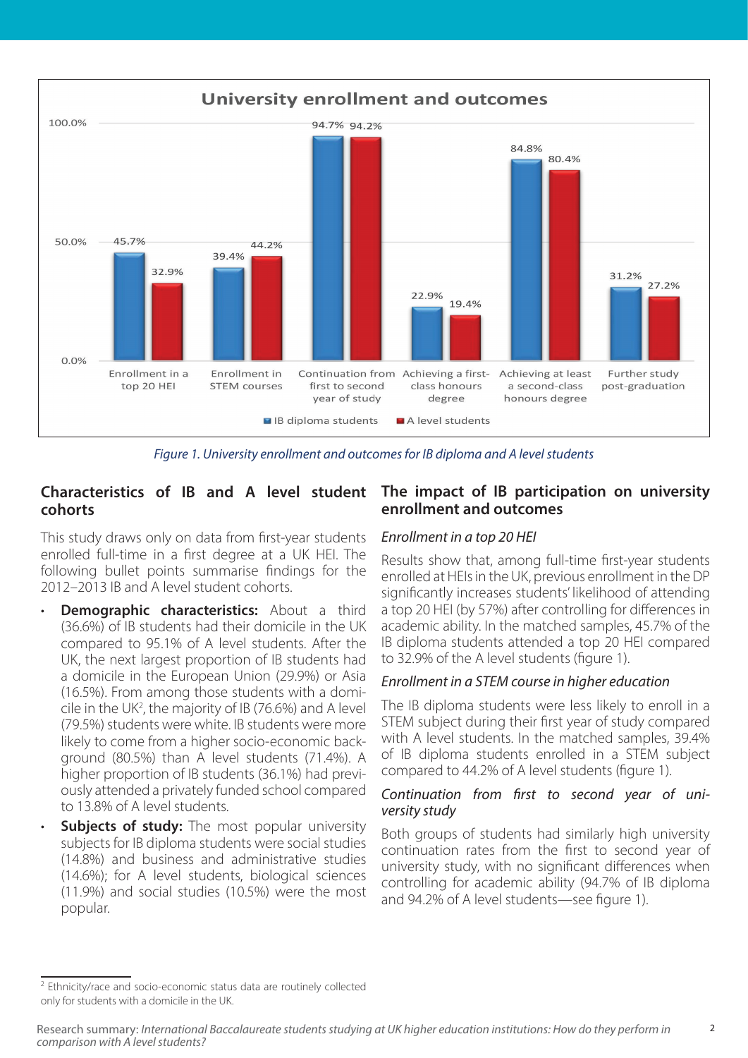Figure 1. University enrollment and outcomes for IB diploma and A level students

## Characteristics of IB and A level student cohorts

This study draws only on data from first-year students enrolled full-time in a first degree at a UK HEI. The following bullet points summarise findings for the 2012–2013 IB and A level student cohorts.

- **Demographic characteristics:** About a third (36.6%) of IB students had their domicile in the UK compared to 95.1% of A level students. After the UK, the next largest proportion of IB students had a domicile in the European Union (29.9%) or Asia (16.5%). From among those students with a domicile in the UK[2], the majority of IB (76.6%) and A level (79.5%) students were white. IB students were more likely to come from a higher socio-economic background (80.5%) than A level students (71.4%). A higher proportion of IB students (36.1%) had previously attended a privately funded school compared to 13.8% of A level students.
- **Subjects of study:** The most popular university subjects for IB diploma students were social studies (14.8%) and business and administrative studies (14.6%); for A level students, biological sciences (11.9%) and social studies (10.5%) were the most popular.

## The impact of IB participation on university enrollment and outcomes

### *Enrollment in a top 20 HEI*

Results show that, among full-time first-year students enrolled at HEIs in the UK, previous enrollment in the DP significantly increases students' likelihood of attending a top 20 HEI (by 57%) after controlling for differences in academic ability. In the matched samples, 45.7% of the IB diploma students attended a top 20 HEI compared to 32.9% of the A level students (figure 1).

### *Enrollment in a STEM course in higher education*

The IB diploma students were less likely to enroll in a STEM subject during their first year of study compared with A level students. In the matched samples, 39.4% of IB diploma students enrolled in a STEM subject compared to 44.2% of A level students (figure 1).

### *Continuation from first to second year of university study*

Both groups of students had similarly high university continuation rates from the first to second year of university study, with no significant differences when controlling for academic ability (94.7% of IB diploma and 94.2% of A level students—see figure 1).

[2] Ethnicity/race and socio-economic status data are routinely collected only for students with a domicile in the UK.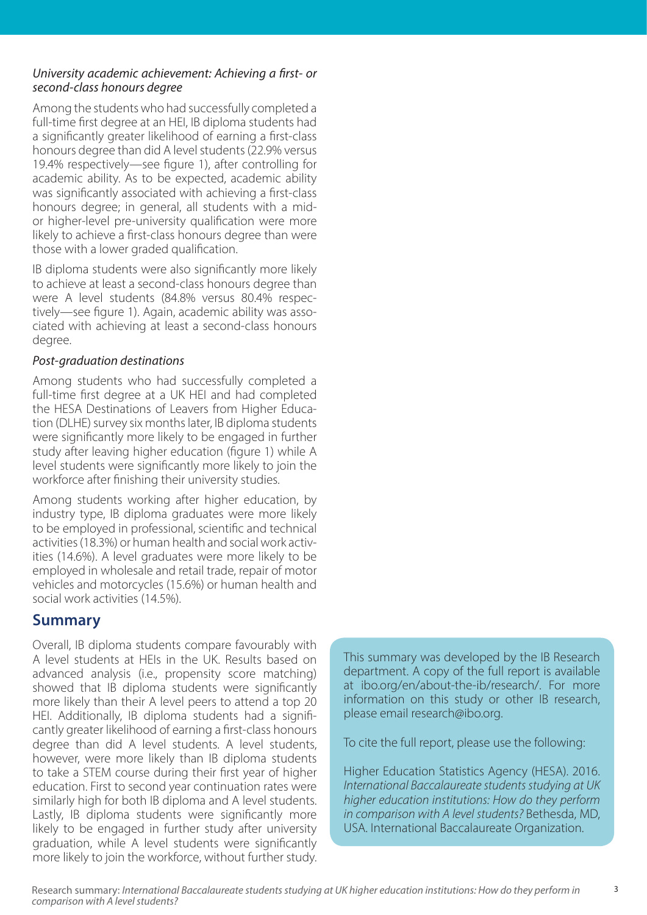*University academic achievement: Achieving a first- or second-class honours degree*

Among the students who had successfully completed a full-time first degree at an HEI, IB diploma students had a significantly greater likelihood of earning a first-class honours degree than did A level students (22.9% versus 19.4% respectively—see figure 1), after controlling for academic ability. As to be expected, academic ability was significantly associated with achieving a first-class honours degree; in general, all students with a mid- or higher-level pre-university qualification were more likely to achieve a first-class honours degree than were those with a lower graded qualification.

IB diploma students were also significantly more likely to achieve at least a second-class honours degree than were A level students (84.8% versus 80.4% respectively—see figure 1). Again, academic ability was associated with achieving at least a second-class honours degree.

*Post-graduation destinations*

Among students who had successfully completed a full-time first degree at a UK HEI and had completed the HESA Destinations of Leavers from Higher Education (DLHE) survey six months later, IB diploma students were significantly more likely to be engaged in further study after leaving higher education (figure 1) while A level students were significantly more likely to join the workforce after finishing their university studies.

Among students working after higher education, by industry type, IB diploma graduates were more likely to be employed in professional, scientific and technical activities (18.3%) or human health and social work activities (14.6%). A level graduates were more likely to be employed in wholesale and retail trade, repair of motor vehicles and motorcycles (15.6%) or human health and social work activities (14.5%).

## Summary

Overall, IB diploma students compare favourably with A level students at HEIs in the UK. Results based on advanced analysis (i.e., propensity score matching) showed that IB diploma students were significantly more likely than their A level peers to attend a top 20 HEI. Additionally, IB diploma students had a significantly greater likelihood of earning a first-class honours degree than did A level students. A level students, however, were more likely than IB diploma students to take a STEM course during their first year of higher education. First to second year continuation rates were similarly high for both IB diploma and A level students. Lastly, IB diploma students were significantly more likely to be engaged in further study after university graduation, while A level students were significantly more likely to join the workforce, without further study.

This summary was developed by the IB Research department. A copy of the full report is available at ibo.org/en/about-the-ib/research/. For more information on this study or other IB research, please email research@ibo.org.

To cite the full report, please use the following:

Higher Education Statistics Agency (HESA). 2016. *International Baccalaureate students studying at UK higher education institutions: How do they perform in comparison with A level students?* Bethesda, MD, USA. International Baccalaureate Organization.